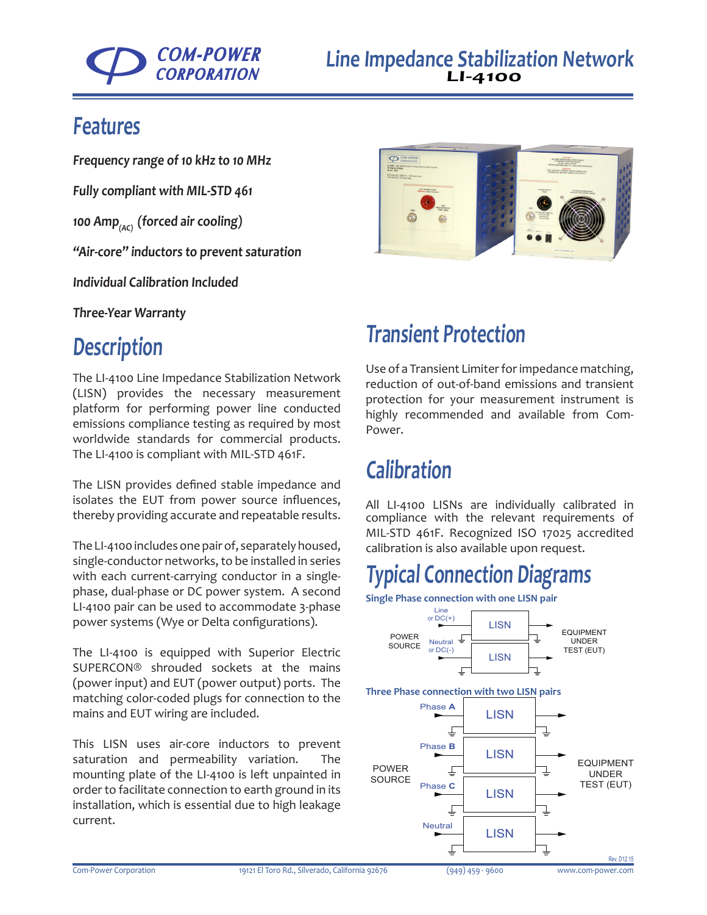# Line Impedance Stabilization Network

**LI-4100**

## Features

*Frequency range of 10 kHz to 10 MHz*

*Fully compliant with MIL-STD 461*

*100 Amp$_{(AC)}$ (forced air cooling)*

*"Air-core" inductors to prevent saturation*

*Individual Calibration Included*

*Three-Year Warranty*

## Description

The LI-4100 Line Impedance Stabilization Network (LISN) provides the necessary measurement platform for performing power line conducted emissions compliance testing as required by most worldwide standards for commercial products. The LI-4100 is compliant with MIL-STD 461F.

The LISN provides defined stable impedance and isolates the EUT from power source influences, thereby providing accurate and repeatable results.

The LI-4100 includes one pair of, separately housed, single-conductor networks, to be installed in series with each current-carrying conductor in a single-phase, dual-phase or DC power system. A second LI-4100 pair can be used to accommodate 3-phase power systems (Wye or Delta configurations).

The LI-4100 is equipped with Superior Electric SUPERCON® shrouded sockets at the mains (power input) and EUT (power output) ports. The matching color-coded plugs for connection to the mains and EUT wiring are included.

This LISN uses air-core inductors to prevent saturation and permeability variation. The mounting plate of the LI-4100 is left unpainted in order to facilitate connection to earth ground in its installation, which is essential due to high leakage current.

## Transient Protection

Use of a Transient Limiter for impedance matching, reduction of out-of-band emissions and transient protection for your measurement instrument is highly recommended and available from Com-Power.

## Calibration

All LI-4100 LISNs are individually calibrated in compliance with the relevant requirements of MIL-STD 461F. Recognized ISO 17025 accredited calibration is also available upon request.

## Typical Connection Diagrams

**Single Phase connection with one LISN pair**

POWER SOURCE — Line or DC(+) → LISN; Neutral or DC(-) → LISN — EQUIPMENT UNDER TEST (EUT)

**Three Phase connection with two LISN pairs**

POWER SOURCE — Phase A → LISN; Phase B → LISN; Phase C → LISN; Neutral → LISN — EQUIPMENT UNDER TEST (EUT)

Rev. D12.15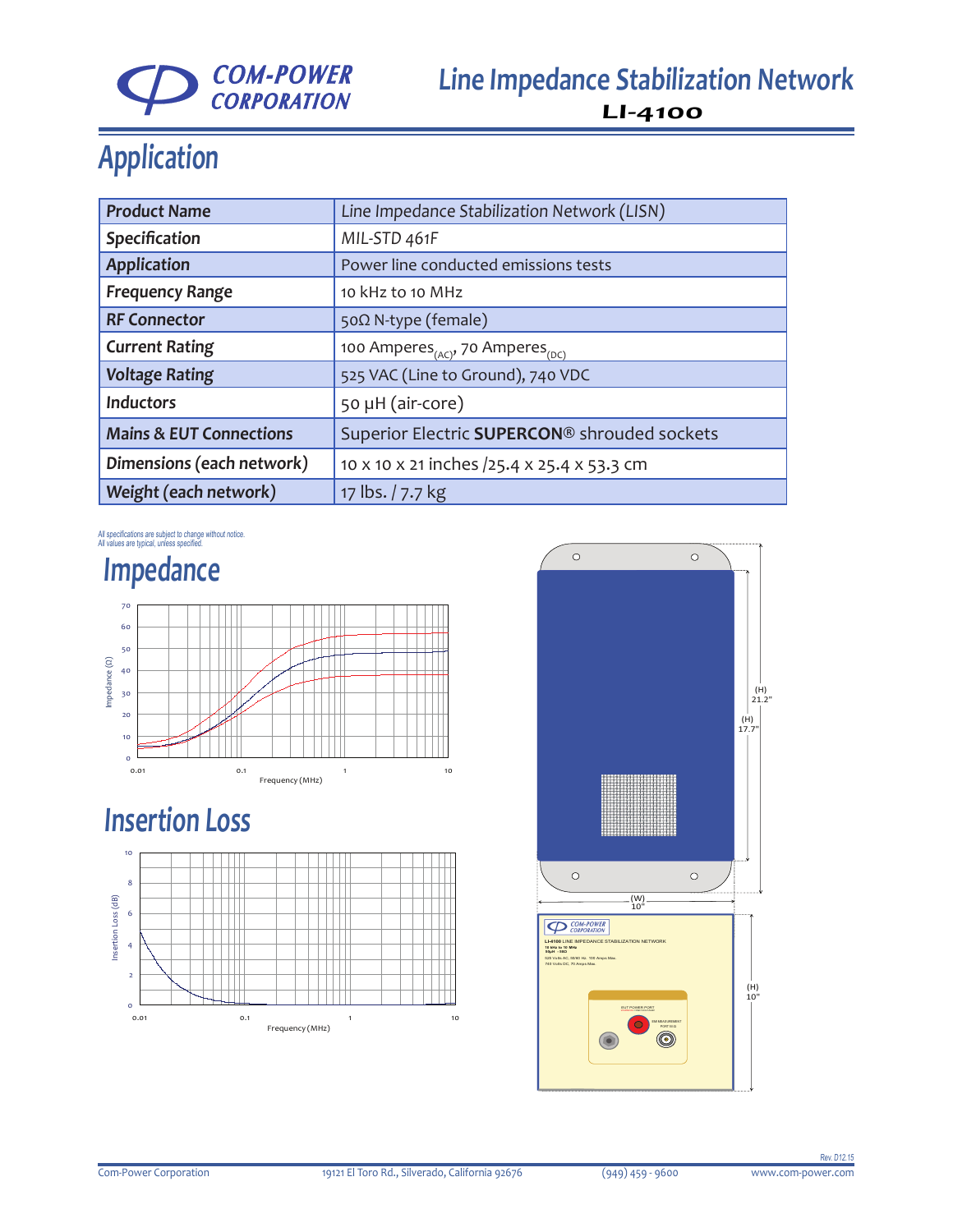# Line Impedance Stabilization Network
## LI-4100

## Application

| Product Name | Line Impedance Stabilization Network (LISN) |
|---|---|
| Specification | MIL-STD 461F |
| Application | Power line conducted emissions tests |
| Frequency Range | 10 kHz to 10 MHz |
| RF Connector | 50Ω N-type (female) |
| Current Rating | 100 Amperes$_{(AC)}$, 70 Amperes$_{(DC)}$ |
| Voltage Rating | 525 VAC (Line to Ground), 740 VDC |
| Inductors | 50 µH (air-core) |
| Mains & EUT Connections | Superior Electric **SUPERCON**® shrouded sockets |
| Dimensions (each network) | 10 x 10 x 21 inches /25.4 x 25.4 x 53.3 cm |
| Weight (each network) | 17 lbs. / 7.7 kg |

*All specifications are subject to change without notice.*
*All values are typical, unless specified.*

## Impedance

Impedance (Ω)
70
60
50
40
30
20
10
0
0.01
0.1
1
10
Frequency (MHz)

## Insertion Loss

Insertion Loss (dB)
10
8
6
4
2
0
0.01
0.1
1
10
Frequency (MHz)

(H) 21.2"
(H) 17.7"
(W) 10"
(H) 10"

COM-POWER CORPORATION
LI-4100 LINE IMPEDANCE STABILIZATION NETWORK
10 kHz to 10 MHz
50µH - 50Ω
525 Volts AC, 50/60 Hz, 100 Amps Max.
740 Volts DC, 70 Amps Max.
EUT POWER PORT
EMI MEASUREMENT PORT 50 Ω

Rev. D12.15